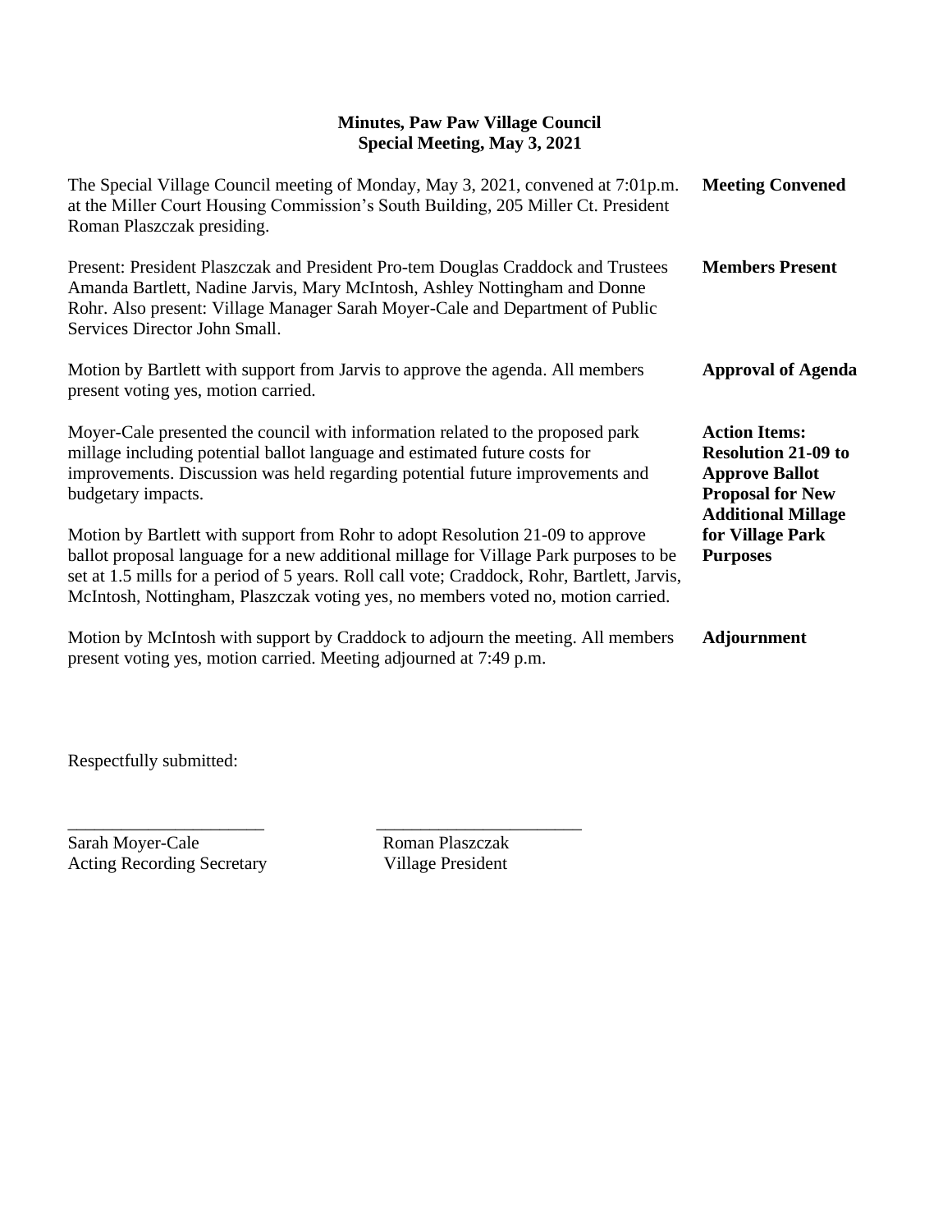**Minutes, Paw Paw Village Council**
**Special Meeting, May 3, 2021**

**Meeting Convened**

The Special Village Council meeting of Monday, May 3, 2021, convened at 7:01p.m. at the Miller Court Housing Commission's South Building, 205 Miller Ct. President Roman Plaszczak presiding.

**Members Present**

Present: President Plaszczak and President Pro-tem Douglas Craddock and Trustees Amanda Bartlett, Nadine Jarvis, Mary McIntosh, Ashley Nottingham and Donne Rohr. Also present: Village Manager Sarah Moyer-Cale and Department of Public Services Director John Small.

**Approval of Agenda**

Motion by Bartlett with support from Jarvis to approve the agenda. All members present voting yes, motion carried.

**Action Items: Resolution 21-09 to Approve Ballot Proposal for New Additional Millage for Village Park Purposes**

Moyer-Cale presented the council with information related to the proposed park millage including potential ballot language and estimated future costs for improvements. Discussion was held regarding potential future improvements and budgetary impacts.

Motion by Bartlett with support from Rohr to adopt Resolution 21-09 to approve ballot proposal language for a new additional millage for Village Park purposes to be set at 1.5 mills for a period of 5 years. Roll call vote; Craddock, Rohr, Bartlett, Jarvis, McIntosh, Nottingham, Plaszczak voting yes, no members voted no, motion carried.

**Adjournment**

Motion by McIntosh with support by Craddock to adjourn the meeting. All members present voting yes, motion carried. Meeting adjourned at 7:49 p.m.

Respectfully submitted:

______________________ ______________________

Sarah Moyer-Cale
Acting Recording Secretary

Roman Plaszczak
Village President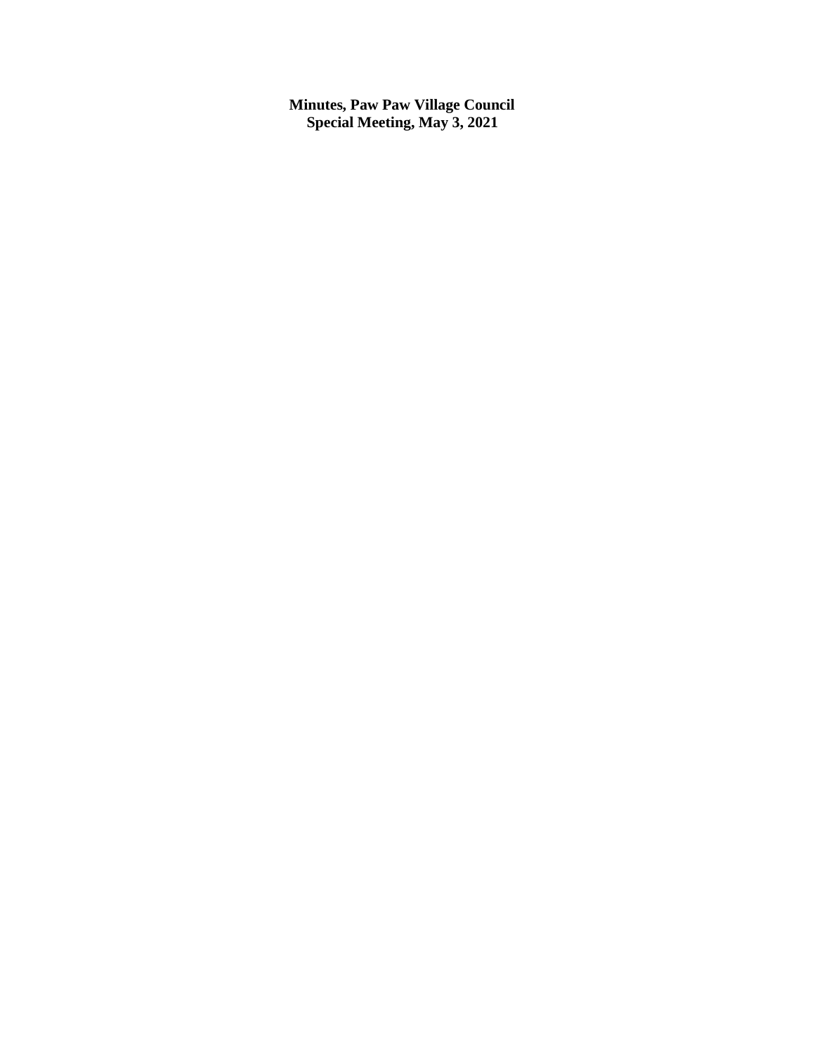**Minutes, Paw Paw Village Council**
**Special Meeting, May 3, 2021**